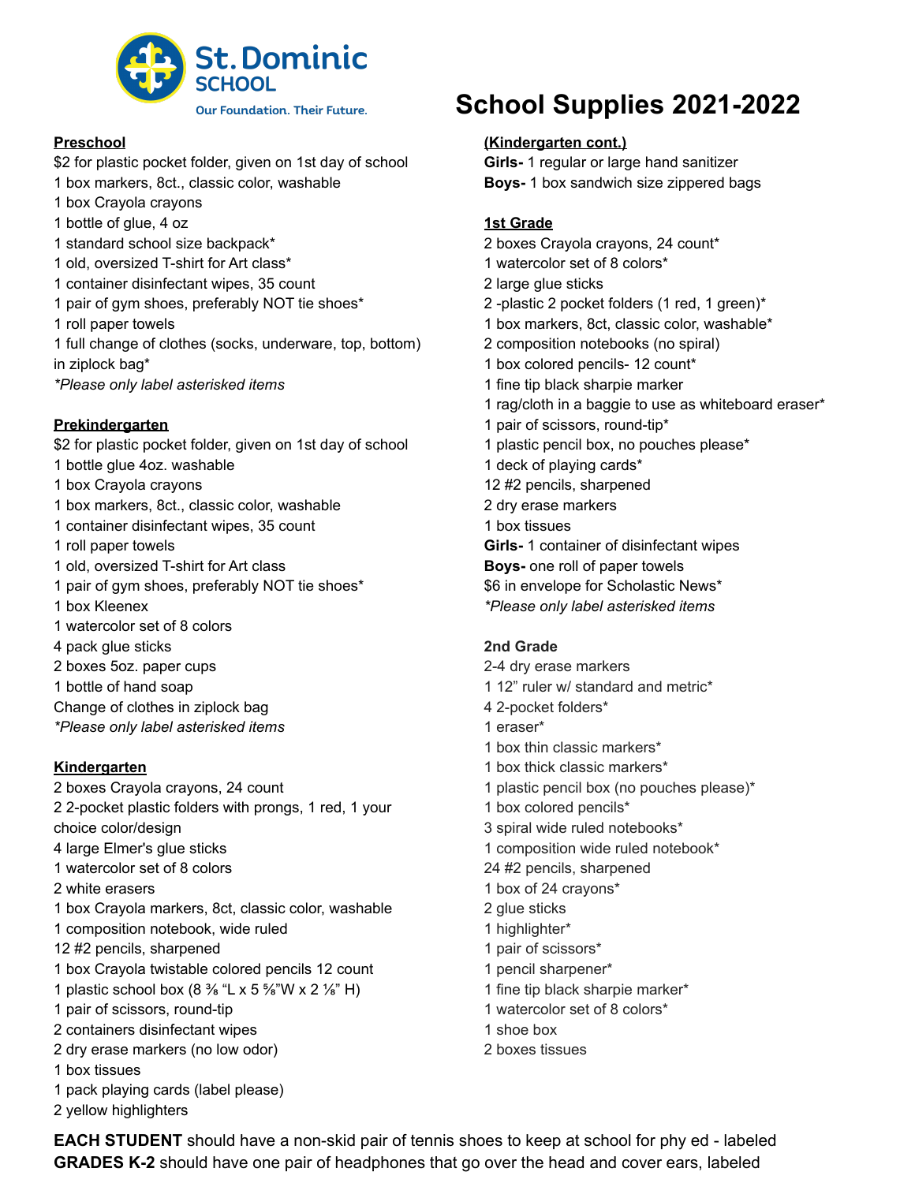St. Dominic SCHOOL

Our Foundation. Their Future.

# School Supplies 2021-2022

## Preschool

$2 for plastic pocket folder, given on 1st day of school
1 box markers, 8ct., classic color, washable
1 box Crayola crayons
1 bottle of glue, 4 oz
1 standard school size backpack*
1 old, oversized T-shirt for Art class*
1 container disinfectant wipes, 35 count
1 pair of gym shoes, preferably NOT tie shoes*
1 roll paper towels
1 full change of clothes (socks, underware, top, bottom) in ziplock bag*
*\*Please only label asterisked items*

## Prekindergarten

$2 for plastic pocket folder, given on 1st day of school
1 bottle glue 4oz. washable
1 box Crayola crayons
1 box markers, 8ct., classic color, washable
1 container disinfectant wipes, 35 count
1 roll paper towels
1 old, oversized T-shirt for Art class
1 pair of gym shoes, preferably NOT tie shoes*
1 box Kleenex
1 watercolor set of 8 colors
4 pack glue sticks
2 boxes 5oz. paper cups
1 bottle of hand soap
Change of clothes in ziplock bag
*\*Please only label asterisked items*

## Kindergarten

2 boxes Crayola crayons, 24 count
2 2-pocket plastic folders with prongs, 1 red, 1 your choice color/design
4 large Elmer's glue sticks
1 watercolor set of 8 colors
2 white erasers
1 box Crayola markers, 8ct, classic color, washable
1 composition notebook, wide ruled
12 #2 pencils, sharpened
1 box Crayola twistable colored pencils 12 count
1 plastic school box (8 ⅜ "L x 5 ⅝"W x 2 ⅛" H)
1 pair of scissors, round-tip
2 containers disinfectant wipes
2 dry erase markers (no low odor)
1 box tissues
1 pack playing cards (label please)
2 yellow highlighters

## (Kindergarten cont.)

**Girls-** 1 regular or large hand sanitizer
**Boys-** 1 box sandwich size zippered bags

## 1st Grade

2 boxes Crayola crayons, 24 count*
1 watercolor set of 8 colors*
2 large glue sticks
2 -plastic 2 pocket folders (1 red, 1 green)*
1 box markers, 8ct, classic color, washable*
2 composition notebooks (no spiral)
1 box colored pencils- 12 count*
1 fine tip black sharpie marker
1 rag/cloth in a baggie to use as whiteboard eraser*
1 pair of scissors, round-tip*
1 plastic pencil box, no pouches please*
1 deck of playing cards*
12 #2 pencils, sharpened
2 dry erase markers
1 box tissues
**Girls-** 1 container of disinfectant wipes
**Boys-** one roll of paper towels
$6 in envelope for Scholastic News*
*\*Please only label asterisked items*

## 2nd Grade

2-4 dry erase markers
1 12" ruler w/ standard and metric*
4 2-pocket folders*
1 eraser*
1 box thin classic markers*
1 box thick classic markers*
1 plastic pencil box (no pouches please)*
1 box colored pencils*
3 spiral wide ruled notebooks*
1 composition wide ruled notebook*
24 #2 pencils, sharpened
1 box of 24 crayons*
2 glue sticks
1 highlighter*
1 pair of scissors*
1 pencil sharpener*
1 fine tip black sharpie marker*
1 watercolor set of 8 colors*
1 shoe box
2 boxes tissues

**EACH STUDENT** should have a non-skid pair of tennis shoes to keep at school for phy ed - labeled
**GRADES K-2** should have one pair of headphones that go over the head and cover ears, labeled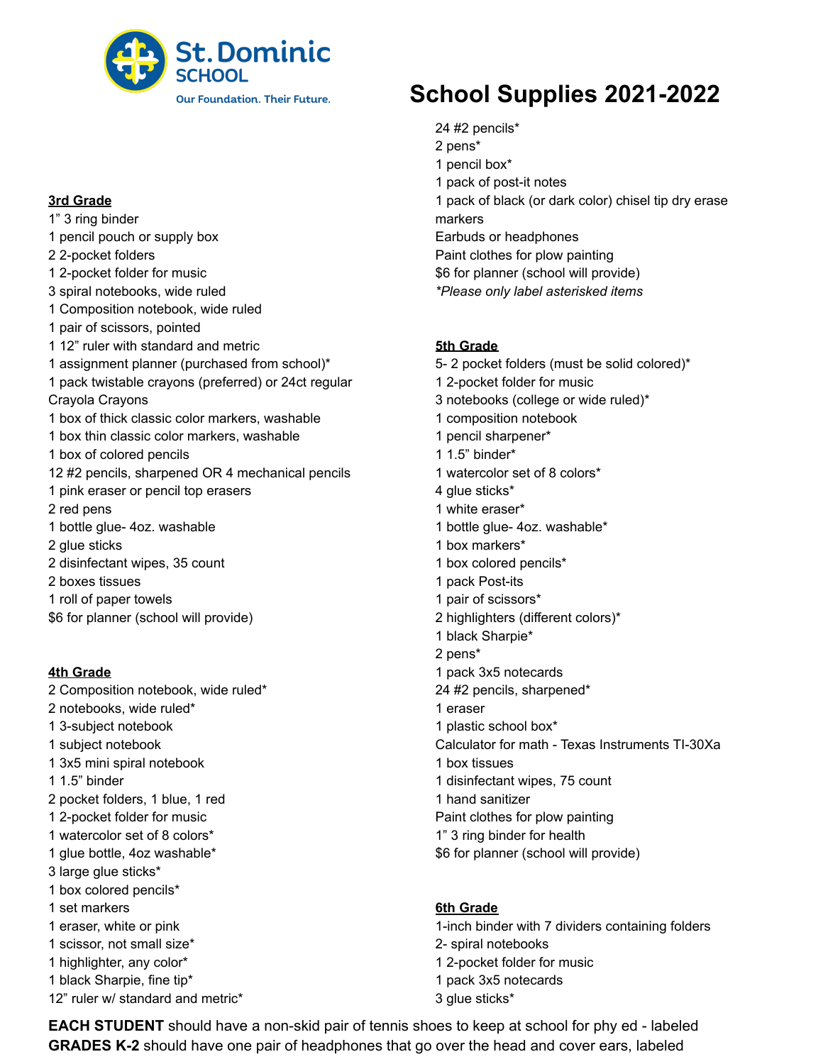St. Dominic SCHOOL

Our Foundation. Their Future.

# School Supplies 2021-2022

## 3rd Grade

1" 3 ring binder
1 pencil pouch or supply box
2 2-pocket folders
1 2-pocket folder for music
3 spiral notebooks, wide ruled
1 Composition notebook, wide ruled
1 pair of scissors, pointed
1 12" ruler with standard and metric
1 assignment planner (purchased from school)*
1 pack twistable crayons (preferred) or 24ct regular Crayola Crayons
1 box of thick classic color markers, washable
1 box thin classic color markers, washable
1 box of colored pencils
12 #2 pencils, sharpened OR 4 mechanical pencils
1 pink eraser or pencil top erasers
2 red pens
1 bottle glue- 4oz. washable
2 glue sticks
2 disinfectant wipes, 35 count
2 boxes tissues
1 roll of paper towels
$6 for planner (school will provide)

## 4th Grade

2 Composition notebook, wide ruled*
2 notebooks, wide ruled*
1 3-subject notebook
1 subject notebook
1 3x5 mini spiral notebook
1 1.5" binder
2 pocket folders, 1 blue, 1 red
1 2-pocket folder for music
1 watercolor set of 8 colors*
1 glue bottle, 4oz washable*
3 large glue sticks*
1 box colored pencils*
1 set markers
1 eraser, white or pink
1 scissor, not small size*
1 highlighter, any color*
1 black Sharpie, fine tip*
12" ruler w/ standard and metric*
24 #2 pencils*
2 pens*
1 pencil box*
1 pack of post-it notes
1 pack of black (or dark color) chisel tip dry erase markers
Earbuds or headphones
Paint clothes for plow painting
$6 for planner (school will provide)
*\*Please only label asterisked items*

## 5th Grade

5- 2 pocket folders (must be solid colored)*
1 2-pocket folder for music
3 notebooks (college or wide ruled)*
1 composition notebook
1 pencil sharpener*
1 1.5" binder*
1 watercolor set of 8 colors*
4 glue sticks*
1 white eraser*
1 bottle glue- 4oz. washable*
1 box markers*
1 box colored pencils*
1 pack Post-its
1 pair of scissors*
2 highlighters (different colors)*
1 black Sharpie*
2 pens*
1 pack 3x5 notecards
24 #2 pencils, sharpened*
1 eraser
1 plastic school box*
Calculator for math - Texas Instruments TI-30Xa
1 box tissues
1 disinfectant wipes, 75 count
1 hand sanitizer
Paint clothes for plow painting
1" 3 ring binder for health
$6 for planner (school will provide)

## 6th Grade

1-inch binder with 7 dividers containing folders
2- spiral notebooks
1 2-pocket folder for music
1 pack 3x5 notecards
3 glue sticks*

**EACH STUDENT** should have a non-skid pair of tennis shoes to keep at school for phy ed - labeled
**GRADES K-2** should have one pair of headphones that go over the head and cover ears, labeled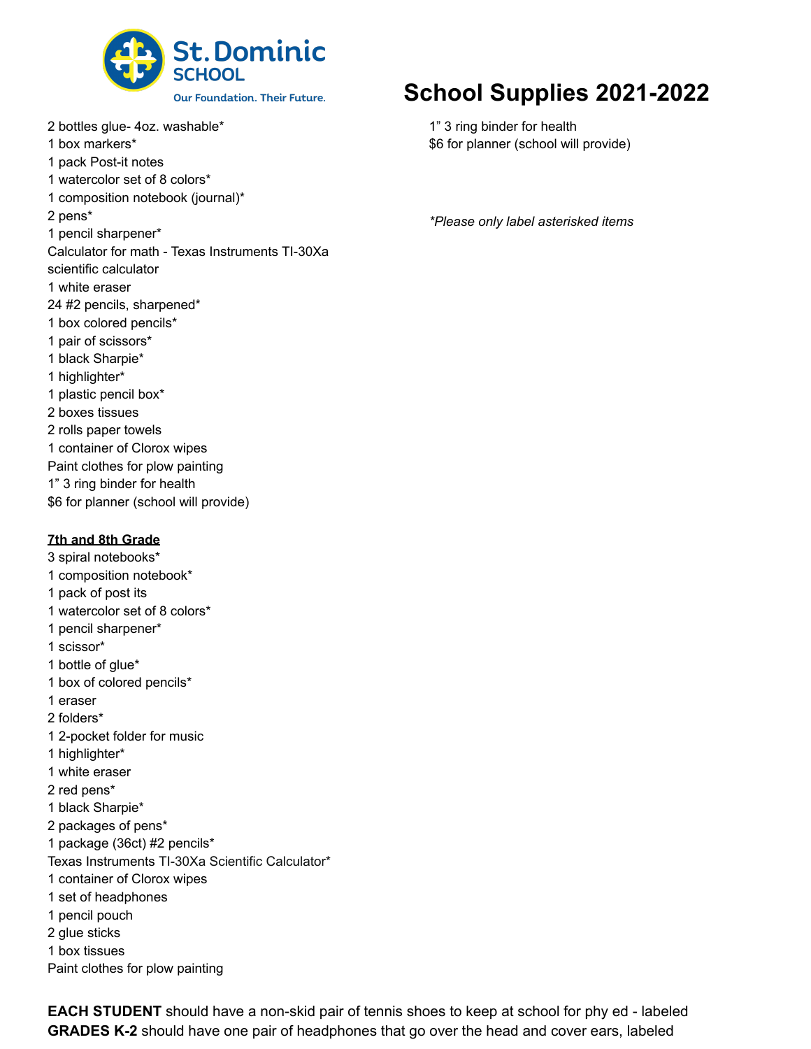St. Dominic SCHOOL

Our Foundation. Their Future.

# School Supplies 2021-2022

2 bottles glue- 4oz. washable*
1 box markers*
1 pack Post-it notes
1 watercolor set of 8 colors*
1 composition notebook (journal)*
2 pens*
1 pencil sharpener*
Calculator for math - Texas Instruments TI-30Xa scientific calculator
1 white eraser
24 #2 pencils, sharpened*
1 box colored pencils*
1 pair of scissors*
1 black Sharpie*
1 highlighter*
1 plastic pencil box*
2 boxes tissues
2 rolls paper towels
1 container of Clorox wipes
Paint clothes for plow painting
1” 3 ring binder for health
$6 for planner (school will provide)

**7th and 8th Grade**

3 spiral notebooks*
1 composition notebook*
1 pack of post its
1 watercolor set of 8 colors*
1 pencil sharpener*
1 scissor*
1 bottle of glue*
1 box of colored pencils*
1 eraser
2 folders*
1 2-pocket folder for music
1 highlighter*
1 white eraser
2 red pens*
1 black Sharpie*
2 packages of pens*
1 package (36ct) #2 pencils*
Texas Instruments TI-30Xa Scientific Calculator*
1 container of Clorox wipes
1 set of headphones
1 pencil pouch
2 glue sticks
1 box tissues
Paint clothes for plow painting

1” 3 ring binder for health
$6 for planner (school will provide)

*\*Please only label asterisked items*

**EACH STUDENT** should have a non-skid pair of tennis shoes to keep at school for phy ed - labeled
**GRADES K-2** should have one pair of headphones that go over the head and cover ears, labeled